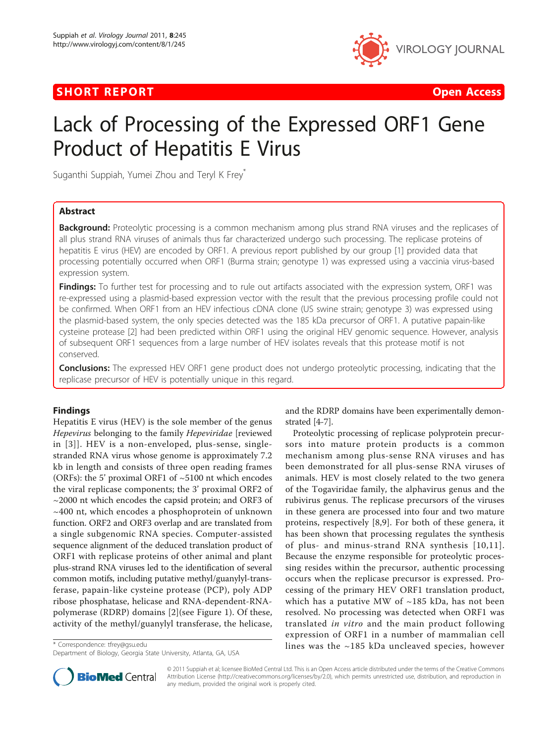SHORT REPORT **Open Access**

# Lack of Processing of the Expressed ORF1 Gene Product of Hepatitis E Virus

Suganthi Suppiah, Yumei Zhou and Teryl K Frey*

## Abstract

**Background:** Proteolytic processing is a common mechanism among plus strand RNA viruses and the replicases of all plus strand RNA viruses of animals thus far characterized undergo such processing. The replicase proteins of hepatitis E virus (HEV) are encoded by ORF1. A previous report published by our group [1] provided data that processing potentially occurred when ORF1 (Burma strain; genotype 1) was expressed using a vaccinia virus-based expression system.

**Findings:** To further test for processing and to rule out artifacts associated with the expression system, ORF1 was re-expressed using a plasmid-based expression vector with the result that the previous processing profile could not be confirmed. When ORF1 from an HEV infectious cDNA clone (US swine strain; genotype 3) was expressed using the plasmid-based system, the only species detected was the 185 kDa precursor of ORF1. A putative papain-like cysteine protease [2] had been predicted within ORF1 using the original HEV genomic sequence. However, analysis of subsequent ORF1 sequences from a large number of HEV isolates reveals that this protease motif is not conserved.

**Conclusions:** The expressed HEV ORF1 gene product does not undergo proteolytic processing, indicating that the replicase precursor of HEV is potentially unique in this regard.

## Findings

Hepatitis E virus (HEV) is the sole member of the genus *Hepevirus* belonging to the family *Hepeviridae* [reviewed in [3]]. HEV is a non-enveloped, plus-sense, single-stranded RNA virus whose genome is approximately 7.2 kb in length and consists of three open reading frames (ORFs): the 5' proximal ORF1 of ~5100 nt which encodes the viral replicase components; the 3' proximal ORF2 of ~2000 nt which encodes the capsid protein; and ORF3 of ~400 nt, which encodes a phosphoprotein of unknown function. ORF2 and ORF3 overlap and are translated from a single subgenomic RNA species. Computer-assisted sequence alignment of the deduced translation product of ORF1 with replicase proteins of other animal and plant plus-strand RNA viruses led to the identification of several common motifs, including putative methyl/guanylyl-transferase, papain-like cysteine protease (PCP), poly ADP ribose phosphatase, helicase and RNA-dependent-RNA-polymerase (RDRP) domains [2](see Figure 1). Of these, activity of the methyl/guanylyl transferase, the helicase, and the RDRP domains have been experimentally demonstrated [4-7].

Proteolytic processing of replicase polyprotein precursors into mature protein products is a common mechanism among plus-sense RNA viruses and has been demonstrated for all plus-sense RNA viruses of animals. HEV is most closely related to the two genera of the Togaviridae family, the alphavirus genus and the rubivirus genus. The replicase precursors of the viruses in these genera are processed into four and two mature proteins, respectively [8,9]. For both of these genera, it has been shown that processing regulates the synthesis of plus- and minus-strand RNA synthesis [10,11]. Because the enzyme responsible for proteolytic processing resides within the precursor, authentic processing occurs when the replicase precursor is expressed. Processing of the primary HEV ORF1 translation product, which has a putative MW of ~185 kDa, has not been resolved. No processing was detected when ORF1 was translated *in vitro* and the main product following expression of ORF1 in a number of mammalian cell lines was the ~185 kDa uncleaved species, however

\* Correspondence: tfrey@gsu.edu
Department of Biology, Georgia State University, Atlanta, GA, USA

© 2011 Suppiah et al; licensee BioMed Central Ltd. This is an Open Access article distributed under the terms of the Creative Commons Attribution License (http://creativecommons.org/licenses/by/2.0), which permits unrestricted use, distribution, and reproduction in any medium, provided the original work is properly cited.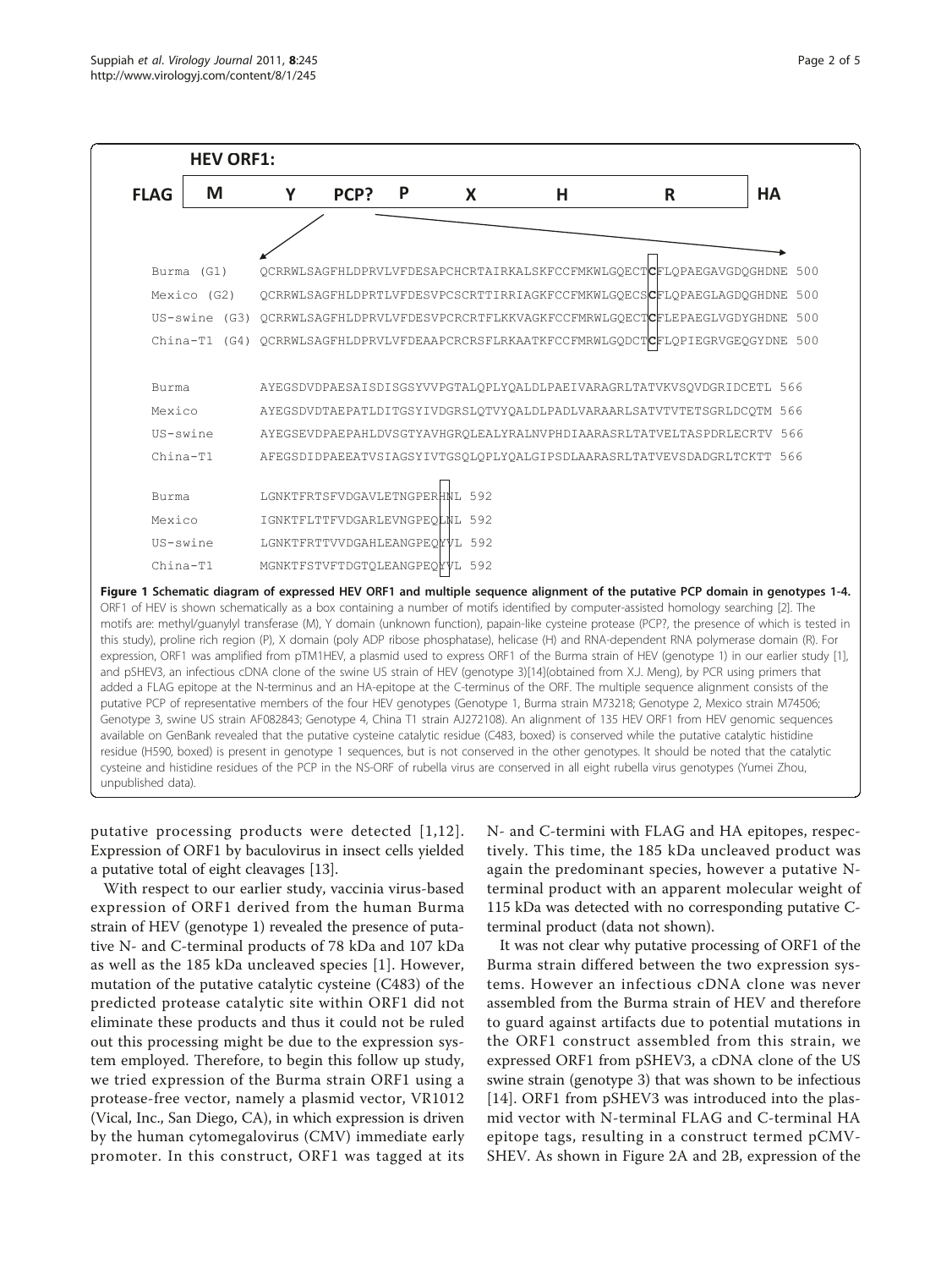**HEV ORF1:**

| FLAG | M | Y | PCP? | P | X | H | R | HA |
|---|---|---|---|---|---|---|---|---|

```
Burma (G1)     QCRRWLSAGFHLDPRVLVFDESAPCHCRTAIRKALSKFCCFMKWLGQECTCFLQPAEGAVGDQGHDNE 500
Mexico (G2)    QCRRWLSAGFHLDPRTLVFDESVPCSCRTTIRRIAGKFCCFMKWLGQECSCFLQPAEGLAGDQGHDNE 500
US-swine (G3)  QCRRWLSAGFHLDPRVLVFDESVPCRCRTFLKKVAGKFCCFMRWLGQECTCFLEPAEGLVGDYGHDNE 500
China-T1 (G4)  QCRRWLSAGFHLDPRVLVFDEAAPCRCRSFLRKAATKFCCFMRWLGQDCTCFLQPIEGRVGEQGYDNE 500

Burma          AYEGSDVDPAESAISDISGSYVVPGTALQPLYQALDLPAEIVARAGRLTATVKVSQVDGRIDCETL 566
Mexico         AYEGSDVDTAEPATLDITGSYIVDGRSLQTVYQALDLPADLVARAARLSATVTVTETSGRLDCQTM 566
US-swine       AYEGSEVDPAEPAHLDVSGTYAVHGRQLEALYRALNVPHDIAARASRLTATVELTASPDRLECRTV 566
China-T1       AFEGSDIDPAEEATVSIAGSYIVTGSQLQPLYQALGIPSDLAARASRLTATVEVSDADGRLTCKTT 566

Burma          LGNKTFRTSFVDGAVLETNGPERHNL 592
Mexico         IGNKTFLTTFVDGARLEVNGPEQLNL 592
US-swine       LGNKTFRTTVVDGAHLEANGPEQYVL 592
China-T1       MGNKTFSTVFTDGTQLEANGPEQYVL 592
```

**Figure 1 Schematic diagram of expressed HEV ORF1 and multiple sequence alignment of the putative PCP domain in genotypes 1-4.** ORF1 of HEV is shown schematically as a box containing a number of motifs identified by computer-assisted homology searching [2]. The motifs are: methyl/guanylyl transferase (M), Y domain (unknown function), papain-like cysteine protease (PCP?, the presence of which is tested in this study), proline rich region (P), X domain (poly ADP ribose phosphatase), helicase (H) and RNA-dependent RNA polymerase domain (R). For expression, ORF1 was amplified from pTM1HEV, a plasmid used to express ORF1 of the Burma strain of HEV (genotype 1) in our earlier study [1], and pSHEV3, an infectious cDNA clone of the swine US strain of HEV (genotype 3)[14](obtained from X.J. Meng), by PCR using primers that added a FLAG epitope at the N-terminus and an HA-epitope at the C-terminus of the ORF. The multiple sequence alignment consists of the putative PCP of representative members of the four HEV genotypes (Genotype 1, Burma strain M73218; Genotype 2, Mexico strain M74506; Genotype 3, swine US strain AF082843; Genotype 4, China T1 strain AJ272108). An alignment of 135 HEV ORF1 from HEV genomic sequences available on GenBank revealed that the putative cysteine catalytic residue (C483, boxed) is conserved while the putative catalytic histidine residue (H590, boxed) is present in genotype 1 sequences, but is not conserved in the other genotypes. It should be noted that the catalytic cysteine and histidine residues of the PCP in the NS-ORF of rubella virus are conserved in all eight rubella virus genotypes (Yumei Zhou, unpublished data).

putative processing products were detected [1,12]. Expression of ORF1 by baculovirus in insect cells yielded a putative total of eight cleavages [13].

With respect to our earlier study, vaccinia virus-based expression of ORF1 derived from the human Burma strain of HEV (genotype 1) revealed the presence of putative N- and C-terminal products of 78 kDa and 107 kDa as well as the 185 kDa uncleaved species [1]. However, mutation of the putative catalytic cysteine (C483) of the predicted protease catalytic site within ORF1 did not eliminate these products and thus it could not be ruled out this processing might be due to the expression system employed. Therefore, to begin this follow up study, we tried expression of the Burma strain ORF1 using a protease-free vector, namely a plasmid vector, VR1012 (Vical, Inc., San Diego, CA), in which expression is driven by the human cytomegalovirus (CMV) immediate early promoter. In this construct, ORF1 was tagged at its N- and C-termini with FLAG and HA epitopes, respectively. This time, the 185 kDa uncleaved product was again the predominant species, however a putative N-terminal product with an apparent molecular weight of 115 kDa was detected with no corresponding putative C-terminal product (data not shown).

It was not clear why putative processing of ORF1 of the Burma strain differed between the two expression systems. However an infectious cDNA clone was never assembled from the Burma strain of HEV and therefore to guard against artifacts due to potential mutations in the ORF1 construct assembled from this strain, we expressed ORF1 from pSHEV3, a cDNA clone of the US swine strain (genotype 3) that was shown to be infectious [14]. ORF1 from pSHEV3 was introduced into the plasmid vector with N-terminal FLAG and C-terminal HA epitope tags, resulting in a construct termed pCMV-SHEV. As shown in Figure 2A and 2B, expression of the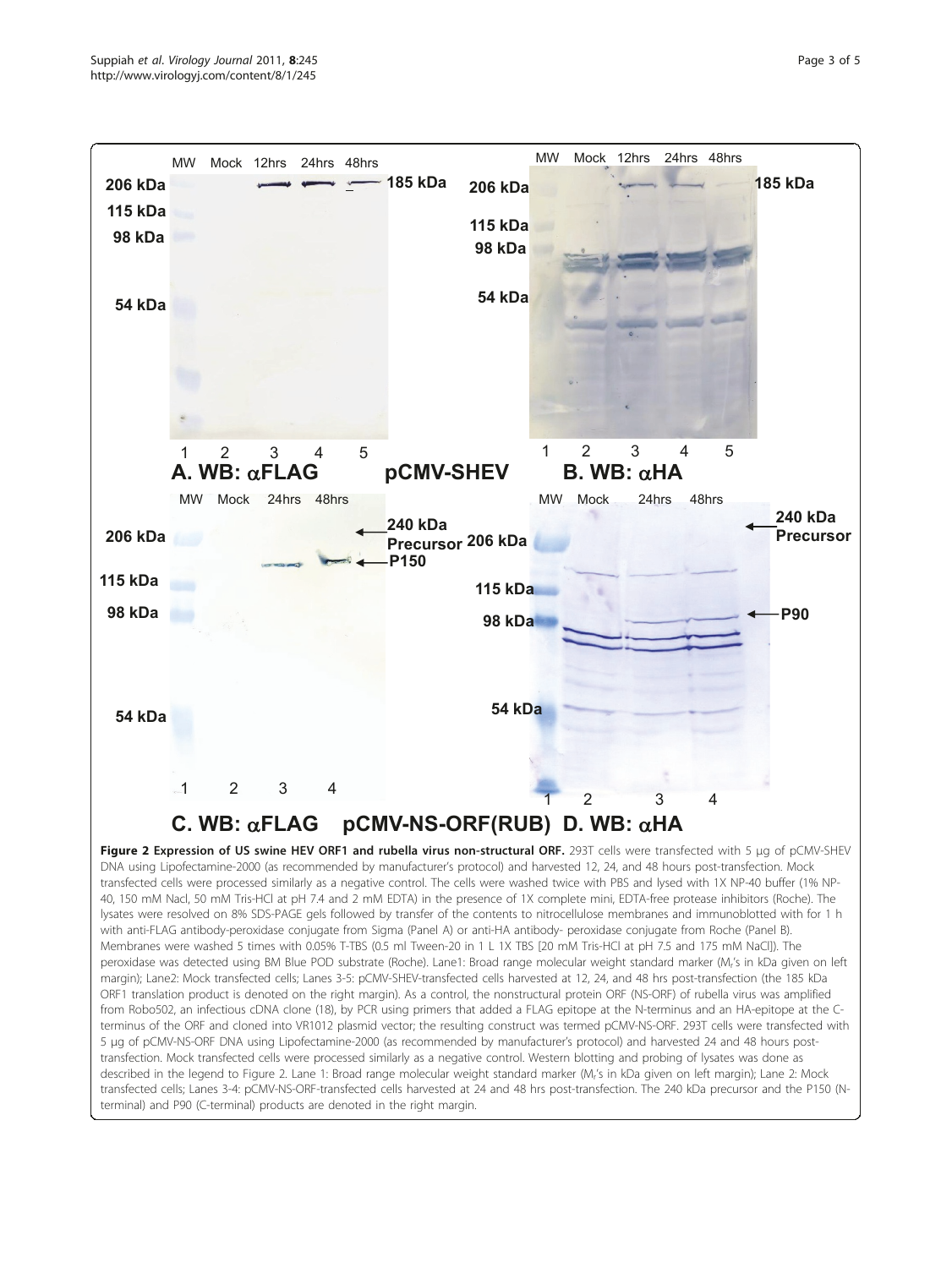**Figure 2 Expression of US swine HEV ORF1 and rubella virus non-structural ORF.** 293T cells were transfected with 5 μg of pCMV-SHEV DNA using Lipofectamine-2000 (as recommended by manufacturer's protocol) and harvested 12, 24, and 48 hours post-transfection. Mock transfected cells were processed similarly as a negative control. The cells were washed twice with PBS and lysed with 1X NP-40 buffer (1% NP-40, 150 mM Nacl, 50 mM Tris-HCl at pH 7.4 and 2 mM EDTA) in the presence of 1X complete mini, EDTA-free protease inhibitors (Roche). The lysates were resolved on 8% SDS-PAGE gels followed by transfer of the contents to nitrocellulose membranes and immunoblotted with for 1 h with anti-FLAG antibody-peroxidase conjugate from Sigma (Panel A) or anti-HA antibody- peroxidase conjugate from Roche (Panel B). Membranes were washed 5 times with 0.05% T-TBS (0.5 ml Tween-20 in 1 L 1X TBS [20 mM Tris-HCl at pH 7.5 and 175 mM NaCl]). The peroxidase was detected using BM Blue POD substrate (Roche). Lane1: Broad range molecular weight standard marker ($M_r$'s in kDa given on left margin); Lane2: Mock transfected cells; Lanes 3-5: pCMV-SHEV-transfected cells harvested at 12, 24, and 48 hrs post-transfection (the 185 kDa ORF1 translation product is denoted on the right margin). As a control, the nonstructural protein ORF (NS-ORF) of rubella virus was amplified from Robo502, an infectious cDNA clone (18), by PCR using primers that added a FLAG epitope at the N-terminus and an HA-epitope at the C-terminus of the ORF and cloned into VR1012 plasmid vector; the resulting construct was termed pCMV-NS-ORF. 293T cells were transfected with 5 μg of pCMV-NS-ORF DNA using Lipofectamine-2000 (as recommended by manufacturer's protocol) and harvested 24 and 48 hours post-transfection. Mock transfected cells were processed similarly as a negative control. Western blotting and probing of lysates was done as described in the legend to Figure 2. Lane 1: Broad range molecular weight standard marker ($M_r$'s in kDa given on left margin); Lane 2: Mock transfected cells; Lanes 3-4: pCMV-NS-ORF-transfected cells harvested at 24 and 48 hrs post-transfection. The 240 kDa precursor and the P150 (N-terminal) and P90 (C-terminal) products are denoted in the right margin.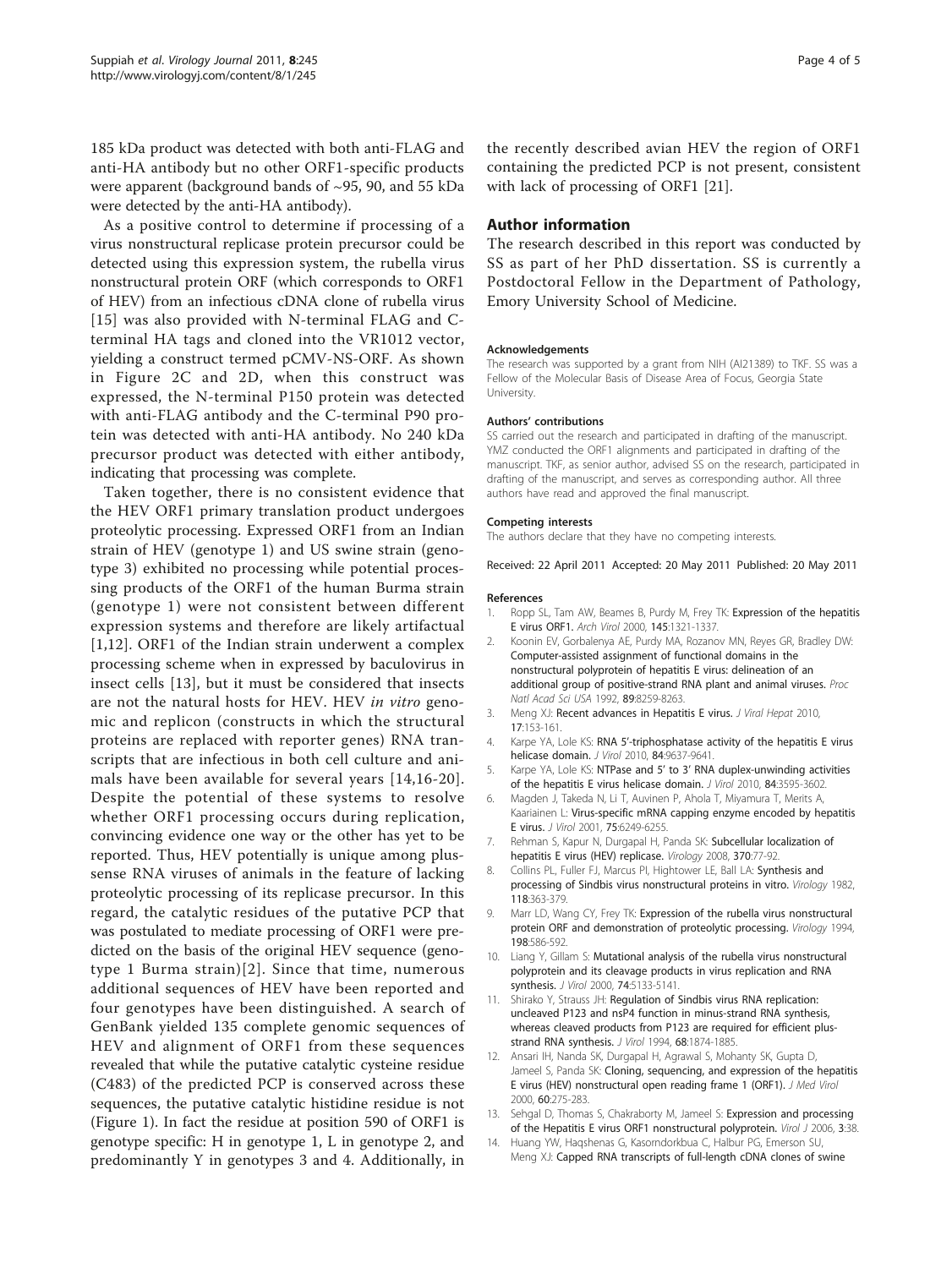185 kDa product was detected with both anti-FLAG and anti-HA antibody but no other ORF1-specific products were apparent (background bands of ~95, 90, and 55 kDa were detected by the anti-HA antibody).

As a positive control to determine if processing of a virus nonstructural replicase protein precursor could be detected using this expression system, the rubella virus nonstructural protein ORF (which corresponds to ORF1 of HEV) from an infectious cDNA clone of rubella virus [15] was also provided with N-terminal FLAG and C-terminal HA tags and cloned into the VR1012 vector, yielding a construct termed pCMV-NS-ORF. As shown in Figure 2C and 2D, when this construct was expressed, the N-terminal P150 protein was detected with anti-FLAG antibody and the C-terminal P90 protein was detected with anti-HA antibody. No 240 kDa precursor product was detected with either antibody, indicating that processing was complete.

Taken together, there is no consistent evidence that the HEV ORF1 primary translation product undergoes proteolytic processing. Expressed ORF1 from an Indian strain of HEV (genotype 1) and US swine strain (genotype 3) exhibited no processing while potential processing products of the ORF1 of the human Burma strain (genotype 1) were not consistent between different expression systems and therefore are likely artifactual [1,12]. ORF1 of the Indian strain underwent a complex processing scheme when in expressed by baculovirus in insect cells [13], but it must be considered that insects are not the natural hosts for HEV. HEV *in vitro* genomic and replicon (constructs in which the structural proteins are replaced with reporter genes) RNA transcripts that are infectious in both cell culture and animals have been available for several years [14,16-20]. Despite the potential of these systems to resolve whether ORF1 processing occurs during replication, convincing evidence one way or the other has yet to be reported. Thus, HEV potentially is unique among plus-sense RNA viruses of animals in the feature of lacking proteolytic processing of its replicase precursor. In this regard, the catalytic residues of the putative PCP that was postulated to mediate processing of ORF1 were predicted on the basis of the original HEV sequence (genotype 1 Burma strain)[2]. Since that time, numerous additional sequences of HEV have been reported and four genotypes have been distinguished. A search of GenBank yielded 135 complete genomic sequences of HEV and alignment of ORF1 from these sequences revealed that while the putative catalytic cysteine residue (C483) of the predicted PCP is conserved across these sequences, the putative catalytic histidine residue is not (Figure 1). In fact the residue at position 590 of ORF1 is genotype specific: H in genotype 1, L in genotype 2, and predominantly Y in genotypes 3 and 4. Additionally, in the recently described avian HEV the region of ORF1 containing the predicted PCP is not present, consistent with lack of processing of ORF1 [21].

## Author information

The research described in this report was conducted by SS as part of her PhD dissertation. SS is currently a Postdoctoral Fellow in the Department of Pathology, Emory University School of Medicine.

#### Acknowledgements

The research was supported by a grant from NIH (AI21389) to TKF. SS was a Fellow of the Molecular Basis of Disease Area of Focus, Georgia State University.

#### Authors' contributions

SS carried out the research and participated in drafting of the manuscript. YMZ conducted the ORF1 alignments and participated in drafting of the manuscript. TKF, as senior author, advised SS on the research, participated in drafting of the manuscript, and serves as corresponding author. All three authors have read and approved the final manuscript.

#### Competing interests

The authors declare that they have no competing interests.

Received: 22 April 2011 Accepted: 20 May 2011 Published: 20 May 2011

#### References

1. Ropp SL, Tam AW, Beames B, Purdy M, Frey TK: Expression of the hepatitis E virus ORF1. *Arch Virol* 2000, 145:1321-1337.
2. Koonin EV, Gorbalenya AE, Purdy MA, Rozanov MN, Reyes GR, Bradley DW: Computer-assisted assignment of functional domains in the nonstructural polyprotein of hepatitis E virus: delineation of an additional group of positive-strand RNA plant and animal viruses. *Proc Natl Acad Sci USA* 1992, 89:8259-8263.
3. Meng XJ: Recent advances in Hepatitis E virus. *J Viral Hepat* 2010, 17:153-161.
4. Karpe YA, Lole KS: RNA 5'-triphosphatase activity of the hepatitis E virus helicase domain. *J Virol* 2010, 84:9637-9641.
5. Karpe YA, Lole KS: NTPase and 5' to 3' RNA duplex-unwinding activities of the hepatitis E virus helicase domain. *J Virol* 2010, 84:3595-3602.
6. Magden J, Takeda N, Li T, Auvinen P, Ahola T, Miyamura T, Merits A, Kaariainen L: Virus-specific mRNA capping enzyme encoded by hepatitis E virus. *J Virol* 2001, 75:6249-6255.
7. Rehman S, Kapur N, Durgapal H, Panda SK: Subcellular localization of hepatitis E virus (HEV) replicase. *Virology* 2008, 370:77-92.
8. Collins PL, Fuller FJ, Marcus PI, Hightower LE, Ball LA: Synthesis and processing of Sindbis virus nonstructural proteins in vitro. *Virology* 1982, 118:363-379.
9. Marr LD, Wang CY, Frey TK: Expression of the rubella virus nonstructural protein ORF and demonstration of proteolytic processing. *Virology* 1994, 198:586-592.
10. Liang Y, Gillam S: Mutational analysis of the rubella virus nonstructural polyprotein and its cleavage products in virus replication and RNA synthesis. *J Virol* 2000, 74:5133-5141.
11. Shirako Y, Strauss JH: Regulation of Sindbis virus RNA replication: uncleaved P123 and nsP4 function in minus-strand RNA synthesis, whereas cleaved products from P123 are required for efficient plus-strand RNA synthesis. *J Virol* 1994, 68:1874-1885.
12. Ansari IH, Nanda SK, Durgapal H, Agrawal S, Mohanty SK, Gupta D, Jameel S, Panda SK: Cloning, sequencing, and expression of the hepatitis E virus (HEV) nonstructural open reading frame 1 (ORF1). *J Med Virol* 2000, 60:275-283.
13. Sehgal D, Thomas S, Chakraborty M, Jameel S: Expression and processing of the Hepatitis E virus ORF1 nonstructural polyprotein. *Virol J* 2006, 3:38.
14. Huang YW, Haqshenas G, Kasorndorkbua C, Halbur PG, Emerson SU, Meng XJ: Capped RNA transcripts of full-length cDNA clones of swine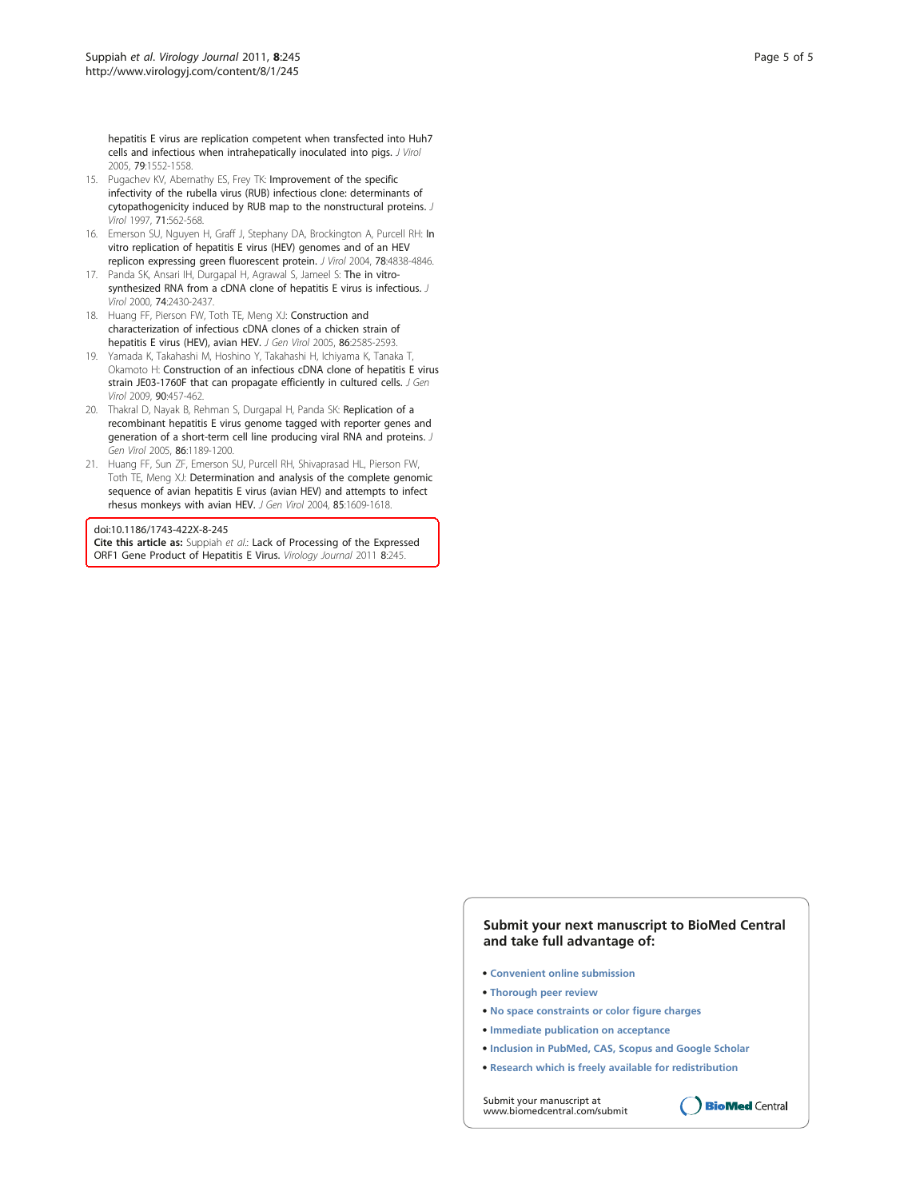hepatitis E virus are replication competent when transfected into Huh7 cells and infectious when intrahepatically inoculated into pigs. *J Virol* 2005, **79**:1552-1558.

15. Pugachev KV, Abernathy ES, Frey TK: **Improvement of the specific infectivity of the rubella virus (RUB) infectious clone: determinants of cytopathogenicity induced by RUB map to the nonstructural proteins.** *J Virol* 1997, **71**:562-568.
16. Emerson SU, Nguyen H, Graff J, Stephany DA, Brockington A, Purcell RH: **In vitro replication of hepatitis E virus (HEV) genomes and of an HEV replicon expressing green fluorescent protein.** *J Virol* 2004, **78**:4838-4846.
17. Panda SK, Ansari IH, Durgapal H, Agrawal S, Jameel S: **The in vitro-synthesized RNA from a cDNA clone of hepatitis E virus is infectious.** *J Virol* 2000, **74**:2430-2437.
18. Huang FF, Pierson FW, Toth TE, Meng XJ: **Construction and characterization of infectious cDNA clones of a chicken strain of hepatitis E virus (HEV), avian HEV.** *J Gen Virol* 2005, **86**:2585-2593.
19. Yamada K, Takahashi M, Hoshino Y, Takahashi H, Ichiyama K, Tanaka T, Okamoto H: **Construction of an infectious cDNA clone of hepatitis E virus strain JE03-1760F that can propagate efficiently in cultured cells.** *J Gen Virol* 2009, **90**:457-462.
20. Thakral D, Nayak B, Rehman S, Durgapal H, Panda SK: **Replication of a recombinant hepatitis E virus genome tagged with reporter genes and generation of a short-term cell line producing viral RNA and proteins.** *J Gen Virol* 2005, **86**:1189-1200.
21. Huang FF, Sun ZF, Emerson SU, Purcell RH, Shivaprasad HL, Pierson FW, Toth TE, Meng XJ: **Determination and analysis of the complete genomic sequence of avian hepatitis E virus (avian HEV) and attempts to infect rhesus monkeys with avian HEV.** *J Gen Virol* 2004, **85**:1609-1618.

doi:10.1186/1743-422X-8-245
**Cite this article as:** Suppiah *et al.*: Lack of Processing of the Expressed ORF1 Gene Product of Hepatitis E Virus. *Virology Journal* 2011 **8**:245.

**Submit your next manuscript to BioMed Central and take full advantage of:**

- Convenient online submission
- Thorough peer review
- No space constraints or color figure charges
- Immediate publication on acceptance
- Inclusion in PubMed, CAS, Scopus and Google Scholar
- Research which is freely available for redistribution

Submit your manuscript at
www.biomedcentral.com/submit

BioMed Central